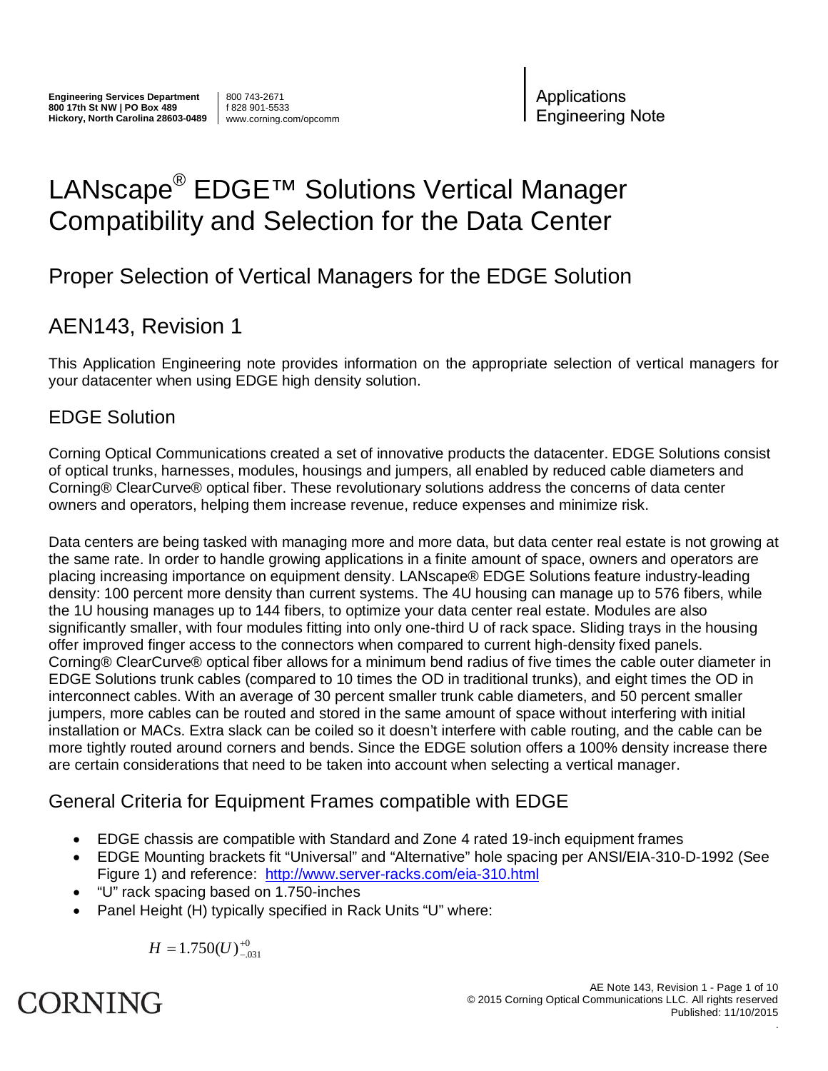**Engineering Services Department**
**800 17th St NW | PO Box 489**
**Hickory, North Carolina 28603-0489**

800 743-2671
f 828 901-5533
www.corning.com/opcomm

Applications
Engineering Note

# LANscape® EDGE™ Solutions Vertical Manager Compatibility and Selection for the Data Center

## Proper Selection of Vertical Managers for the EDGE Solution

## AEN143, Revision 1

This Application Engineering note provides information on the appropriate selection of vertical managers for your datacenter when using EDGE high density solution.

## EDGE Solution

Corning Optical Communications created a set of innovative products the datacenter. EDGE Solutions consist of optical trunks, harnesses, modules, housings and jumpers, all enabled by reduced cable diameters and Corning® ClearCurve® optical fiber. These revolutionary solutions address the concerns of data center owners and operators, helping them increase revenue, reduce expenses and minimize risk.

Data centers are being tasked with managing more and more data, but data center real estate is not growing at the same rate. In order to handle growing applications in a finite amount of space, owners and operators are placing increasing importance on equipment density. LANscape® EDGE Solutions feature industry-leading density: 100 percent more density than current systems. The 4U housing can manage up to 576 fibers, while the 1U housing manages up to 144 fibers, to optimize your data center real estate. Modules are also significantly smaller, with four modules fitting into only one-third U of rack space. Sliding trays in the housing offer improved finger access to the connectors when compared to current high-density fixed panels. Corning® ClearCurve® optical fiber allows for a minimum bend radius of five times the cable outer diameter in EDGE Solutions trunk cables (compared to 10 times the OD in traditional trunks), and eight times the OD in interconnect cables. With an average of 30 percent smaller trunk cable diameters, and 50 percent smaller jumpers, more cables can be routed and stored in the same amount of space without interfering with initial installation or MACs. Extra slack can be coiled so it doesn't interfere with cable routing, and the cable can be more tightly routed around corners and bends. Since the EDGE solution offers a 100% density increase there are certain considerations that need to be taken into account when selecting a vertical manager.

## General Criteria for Equipment Frames compatible with EDGE

- EDGE chassis are compatible with Standard and Zone 4 rated 19-inch equipment frames
- EDGE Mounting brackets fit "Universal" and "Alternative" hole spacing per ANSI/EIA-310-D-1992 (See Figure 1) and reference: http://www.server-racks.com/eia-310.html
- "U" rack spacing based on 1.750-inches
- Panel Height (H) typically specified in Rack Units "U" where:

$$H = 1.750(U)^{+0}_{-.031}$$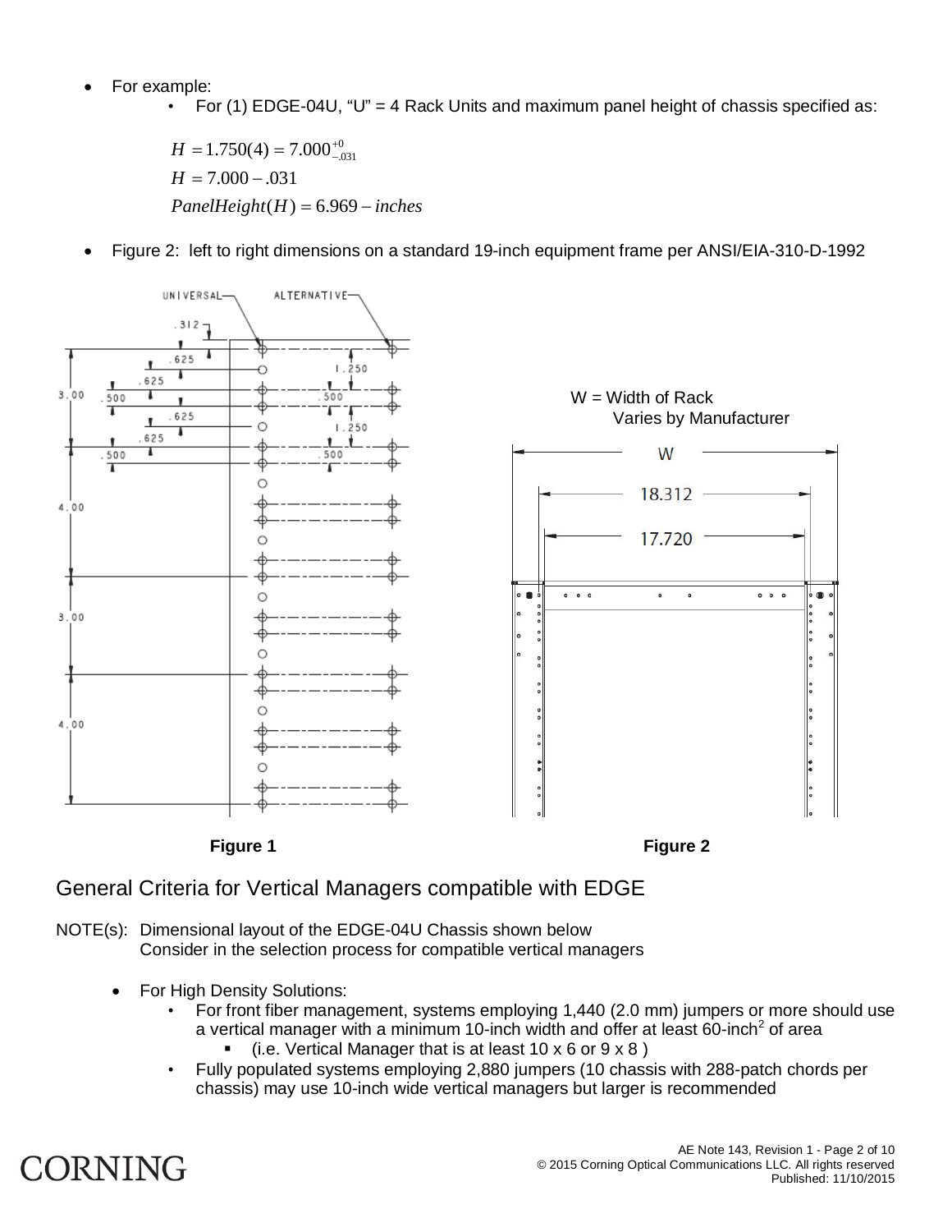- For example:
  - For (1) EDGE-04U, "U" = 4 Rack Units and maximum panel height of chassis specified as:

$$H = 1.750(4) = 7.000^{+0}_{-.031}$$

$$H = 7.000 - .031$$

$$PanelHeight(H) = 6.969 - inches$$

- Figure 2: left to right dimensions on a standard 19-inch equipment frame per ANSI/EIA-310-D-1992

Figure 1

W = Width of Rack
Varies by Manufacturer

Figure 2

## General Criteria for Vertical Managers compatible with EDGE

NOTE(s): Dimensional layout of the EDGE-04U Chassis shown below
Consider in the selection process for compatible vertical managers

- For High Density Solutions:
  - For front fiber management, systems employing 1,440 (2.0 mm) jumpers or more should use a vertical manager with a minimum 10-inch width and offer at least 60-inch$^2$ of area
    - (i.e. Vertical Manager that is at least 10 x 6 or 9 x 8 )
  - Fully populated systems employing 2,880 jumpers (10 chassis with 288-patch chords per chassis) may use 10-inch wide vertical managers but larger is recommended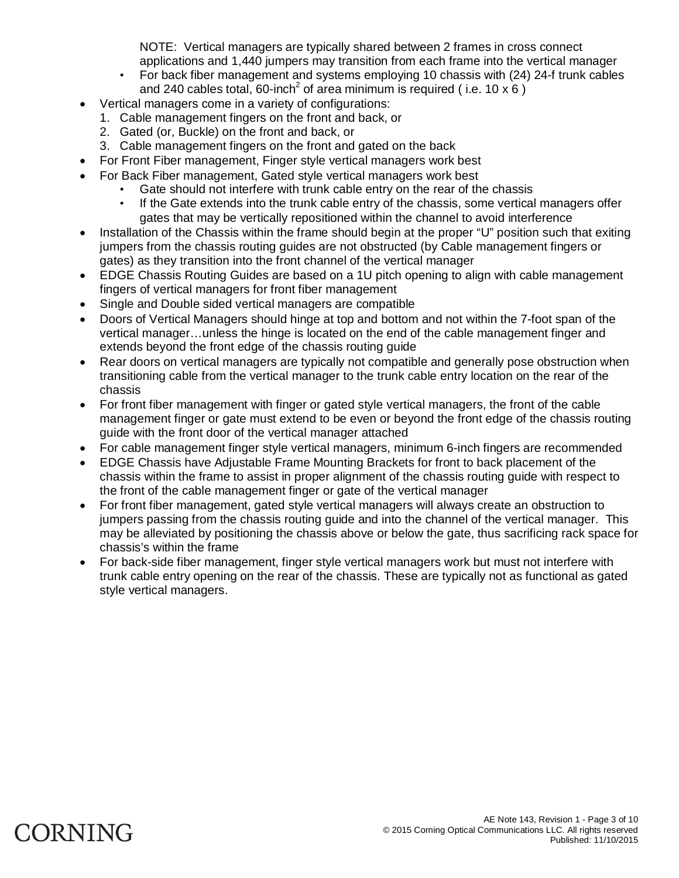NOTE: Vertical managers are typically shared between 2 frames in cross connect applications and 1,440 jumpers may transition from each frame into the vertical manager

- For back fiber management and systems employing 10 chassis with (24) 24-f trunk cables and 240 cables total, 60-inch$^2$ of area minimum is required ( i.e. 10 x 6 )

- Vertical managers come in a variety of configurations:
  1. Cable management fingers on the front and back, or
  2. Gated (or, Buckle) on the front and back, or
  3. Cable management fingers on the front and gated on the back
- For Front Fiber management, Finger style vertical managers work best
- For Back Fiber management, Gated style vertical managers work best
  - Gate should not interfere with trunk cable entry on the rear of the chassis
  - If the Gate extends into the trunk cable entry of the chassis, some vertical managers offer gates that may be vertically repositioned within the channel to avoid interference
- Installation of the Chassis within the frame should begin at the proper "U" position such that exiting jumpers from the chassis routing guides are not obstructed (by Cable management fingers or gates) as they transition into the front channel of the vertical manager
- EDGE Chassis Routing Guides are based on a 1U pitch opening to align with cable management fingers of vertical managers for front fiber management
- Single and Double sided vertical managers are compatible
- Doors of Vertical Managers should hinge at top and bottom and not within the 7-foot span of the vertical manager…unless the hinge is located on the end of the cable management finger and extends beyond the front edge of the chassis routing guide
- Rear doors on vertical managers are typically not compatible and generally pose obstruction when transitioning cable from the vertical manager to the trunk cable entry location on the rear of the chassis
- For front fiber management with finger or gated style vertical managers, the front of the cable management finger or gate must extend to be even or beyond the front edge of the chassis routing guide with the front door of the vertical manager attached
- For cable management finger style vertical managers, minimum 6-inch fingers are recommended
- EDGE Chassis have Adjustable Frame Mounting Brackets for front to back placement of the chassis within the frame to assist in proper alignment of the chassis routing guide with respect to the front of the cable management finger or gate of the vertical manager
- For front fiber management, gated style vertical managers will always create an obstruction to jumpers passing from the chassis routing guide and into the channel of the vertical manager. This may be alleviated by positioning the chassis above or below the gate, thus sacrificing rack space for chassis's within the frame
- For back-side fiber management, finger style vertical managers work but must not interfere with trunk cable entry opening on the rear of the chassis. These are typically not as functional as gated style vertical managers.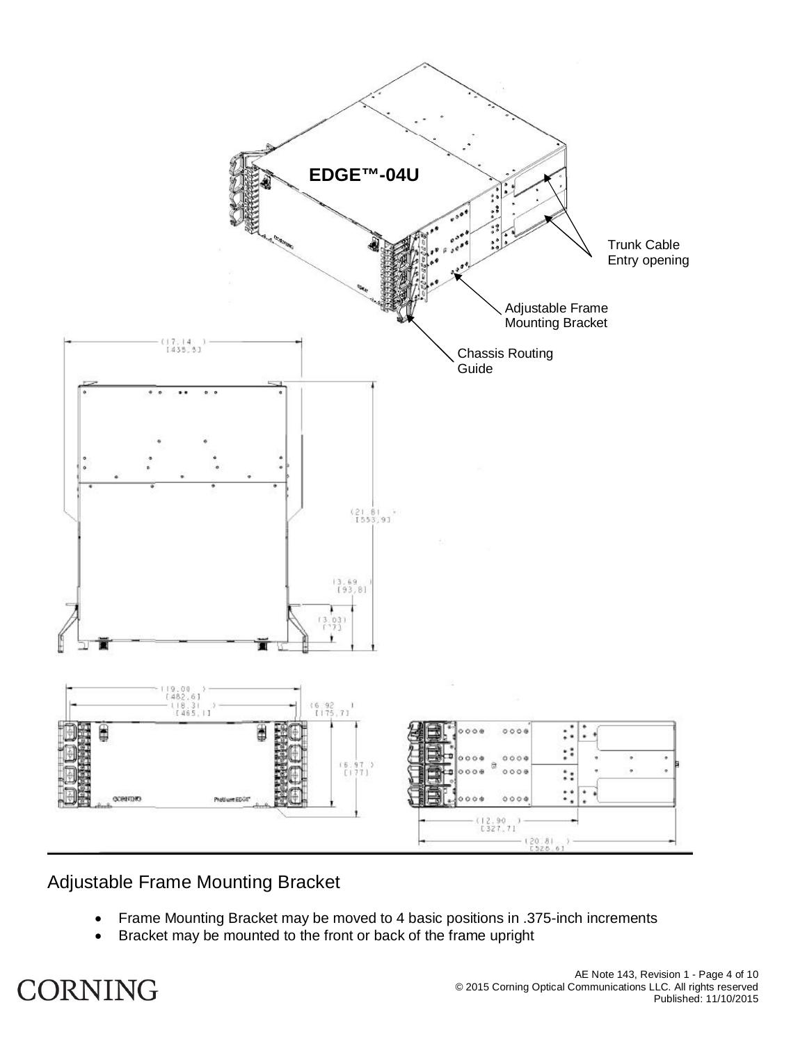EDGE™-04U

Trunk Cable Entry opening

Adjustable Frame Mounting Bracket

Chassis Routing Guide

(17.14) [435.5]

(21.81) [553.9]

(3.69) [93.8]

(3.03) [77]

(19.00) [482.6]

(18.31) [465.1]

(6.92) [175.7]

(6.97) [177]

(12.90) [327.7]

(20.81) [528.6]

## Adjustable Frame Mounting Bracket

- Frame Mounting Bracket may be moved to 4 basic positions in .375-inch increments
- Bracket may be mounted to the front or back of the frame upright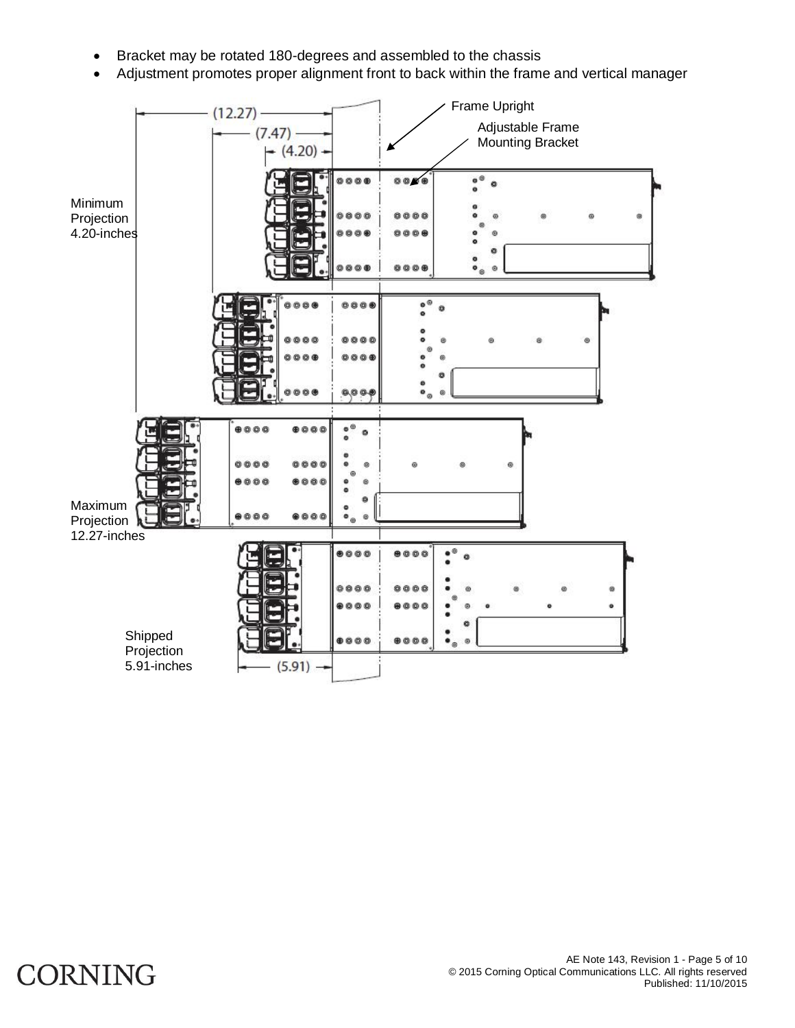- Bracket may be rotated 180-degrees and assembled to the chassis
- Adjustment promotes proper alignment front to back within the frame and vertical manager

Frame Upright

Adjustable Frame Mounting Bracket

(12.27)

(7.47)

(4.20)

Minimum Projection 4.20-inches

Maximum Projection 12.27-inches

Shipped Projection 5.91-inches

(5.91)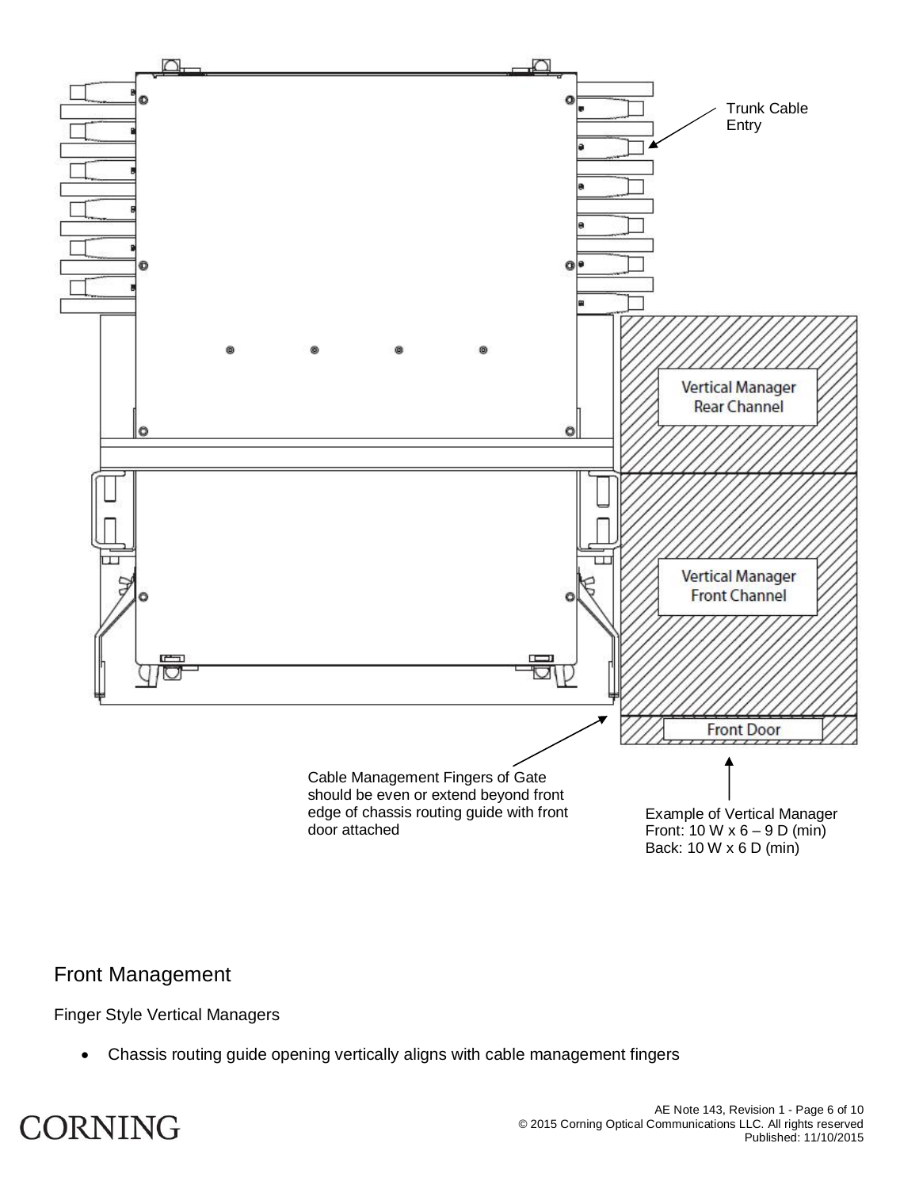Trunk Cable Entry

Vertical Manager Rear Channel

Vertical Manager Front Channel

Front Door

Cable Management Fingers of Gate should be even or extend beyond front edge of chassis routing guide with front door attached

Example of Vertical Manager
Front: 10 W x 6 – 9 D (min)
Back: 10 W x 6 D (min)

## Front Management

Finger Style Vertical Managers

- Chassis routing guide opening vertically aligns with cable management fingers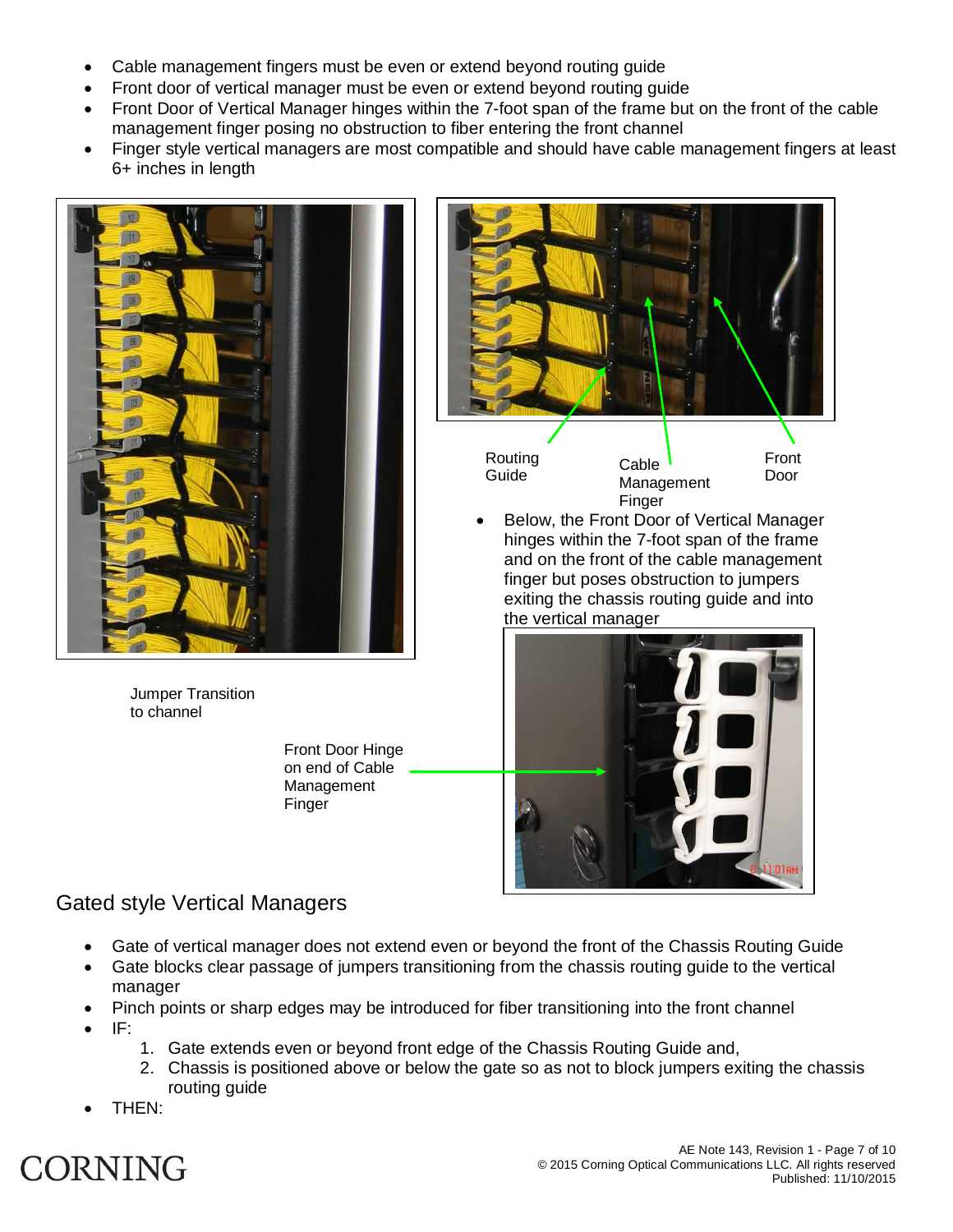- Cable management fingers must be even or extend beyond routing guide
- Front door of vertical manager must be even or extend beyond routing guide
- Front Door of Vertical Manager hinges within the 7-foot span of the frame but on the front of the cable management finger posing no obstruction to fiber entering the front channel
- Finger style vertical managers are most compatible and should have cable management fingers at least 6+ inches in length

Routing Guide

Cable Management Finger

Front Door

- Below, the Front Door of Vertical Manager hinges within the 7-foot span of the frame and on the front of the cable management finger but poses obstruction to jumpers exiting the chassis routing guide and into the vertical manager

Jumper Transition to channel

Front Door Hinge on end of Cable Management Finger

## Gated style Vertical Managers

- Gate of vertical manager does not extend even or beyond the front of the Chassis Routing Guide
- Gate blocks clear passage of jumpers transitioning from the chassis routing guide to the vertical manager
- Pinch points or sharp edges may be introduced for fiber transitioning into the front channel
- IF:
  1. Gate extends even or beyond front edge of the Chassis Routing Guide and,
  2. Chassis is positioned above or below the gate so as not to block jumpers exiting the chassis routing guide
- THEN: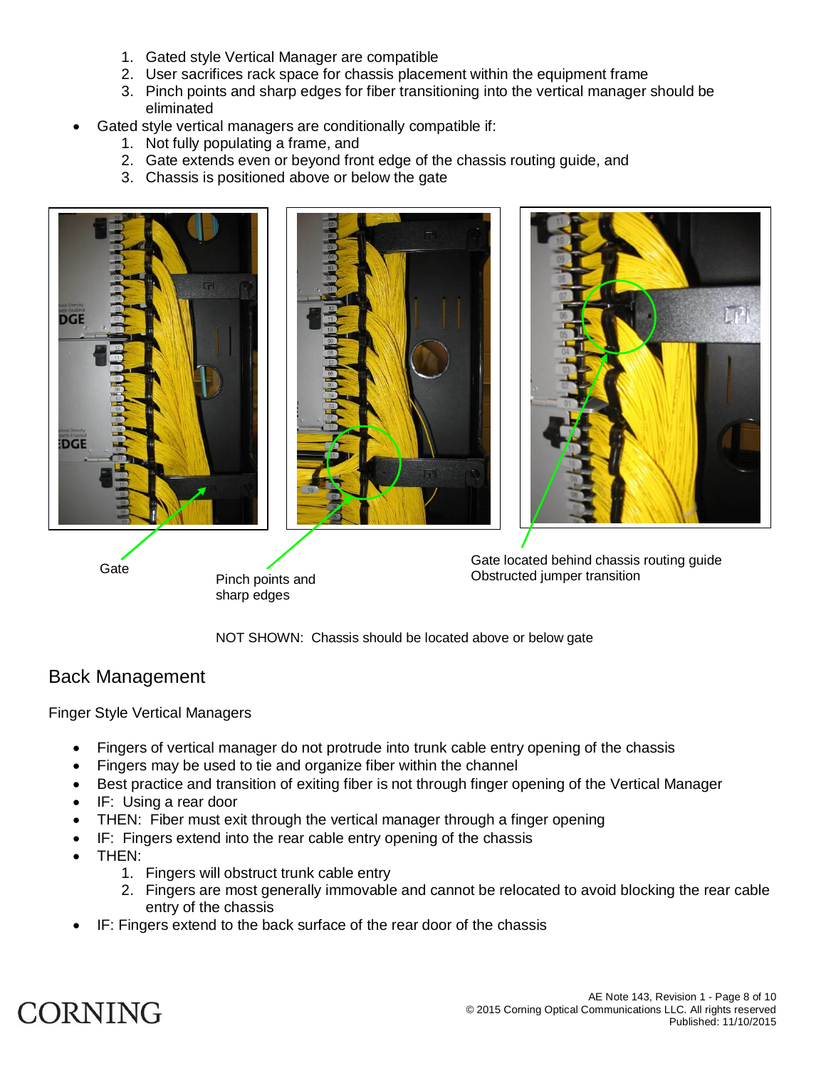1. Gated style Vertical Manager are compatible
2. User sacrifices rack space for chassis placement within the equipment frame
3. Pinch points and sharp edges for fiber transitioning into the vertical manager should be eliminated

- Gated style vertical managers are conditionally compatible if:
  1. Not fully populating a frame, and
  2. Gate extends even or beyond front edge of the chassis routing guide, and
  3. Chassis is positioned above or below the gate

Gate

Pinch points and sharp edges

Gate located behind chassis routing guide
Obstructed jumper transition

NOT SHOWN: Chassis should be located above or below gate

## Back Management

Finger Style Vertical Managers

- Fingers of vertical manager do not protrude into trunk cable entry opening of the chassis
- Fingers may be used to tie and organize fiber within the channel
- Best practice and transition of exiting fiber is not through finger opening of the Vertical Manager
- IF: Using a rear door
- THEN: Fiber must exit through the vertical manager through a finger opening
- IF: Fingers extend into the rear cable entry opening of the chassis
- THEN:
  1. Fingers will obstruct trunk cable entry
  2. Fingers are most generally immovable and cannot be relocated to avoid blocking the rear cable entry of the chassis
- IF: Fingers extend to the back surface of the rear door of the chassis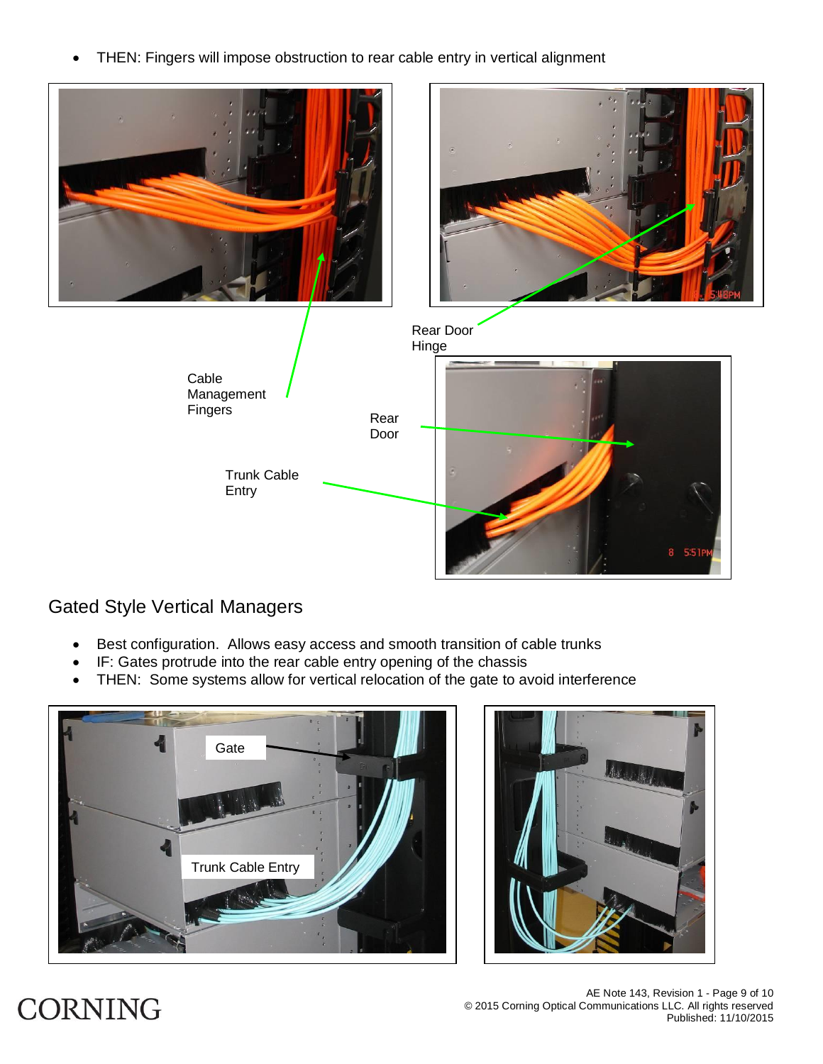- THEN: Fingers will impose obstruction to rear cable entry in vertical alignment

Cable Management Fingers

Rear Door Hinge

Rear Door

Trunk Cable Entry

## Gated Style Vertical Managers

- Best configuration. Allows easy access and smooth transition of cable trunks
- IF: Gates protrude into the rear cable entry opening of the chassis
- THEN: Some systems allow for vertical relocation of the gate to avoid interference

Gate

Trunk Cable Entry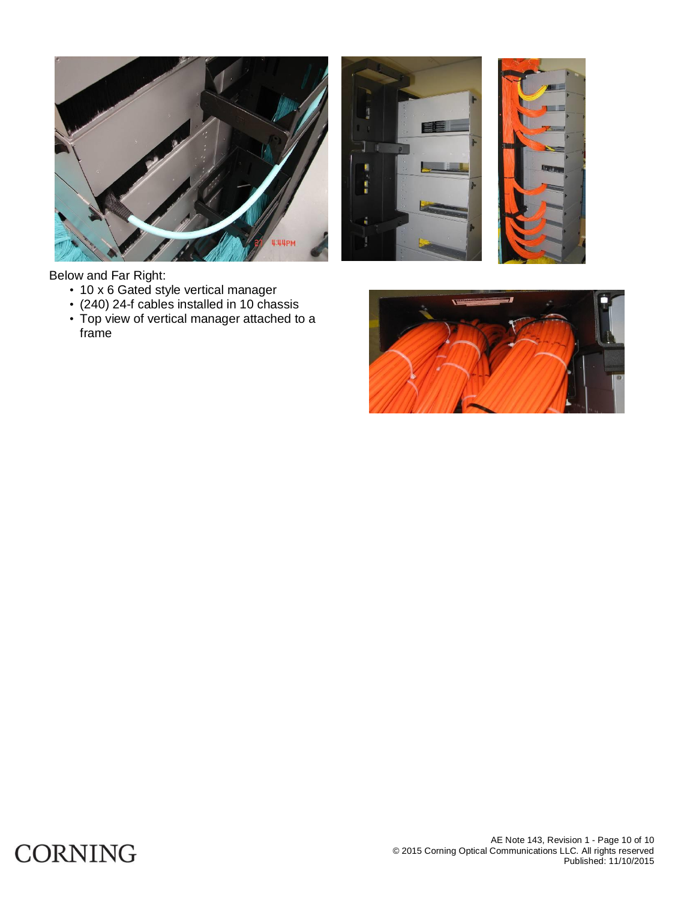Below and Far Right:

- 10 x 6 Gated style vertical manager
- (240) 24-f cables installed in 10 chassis
- Top view of vertical manager attached to a frame